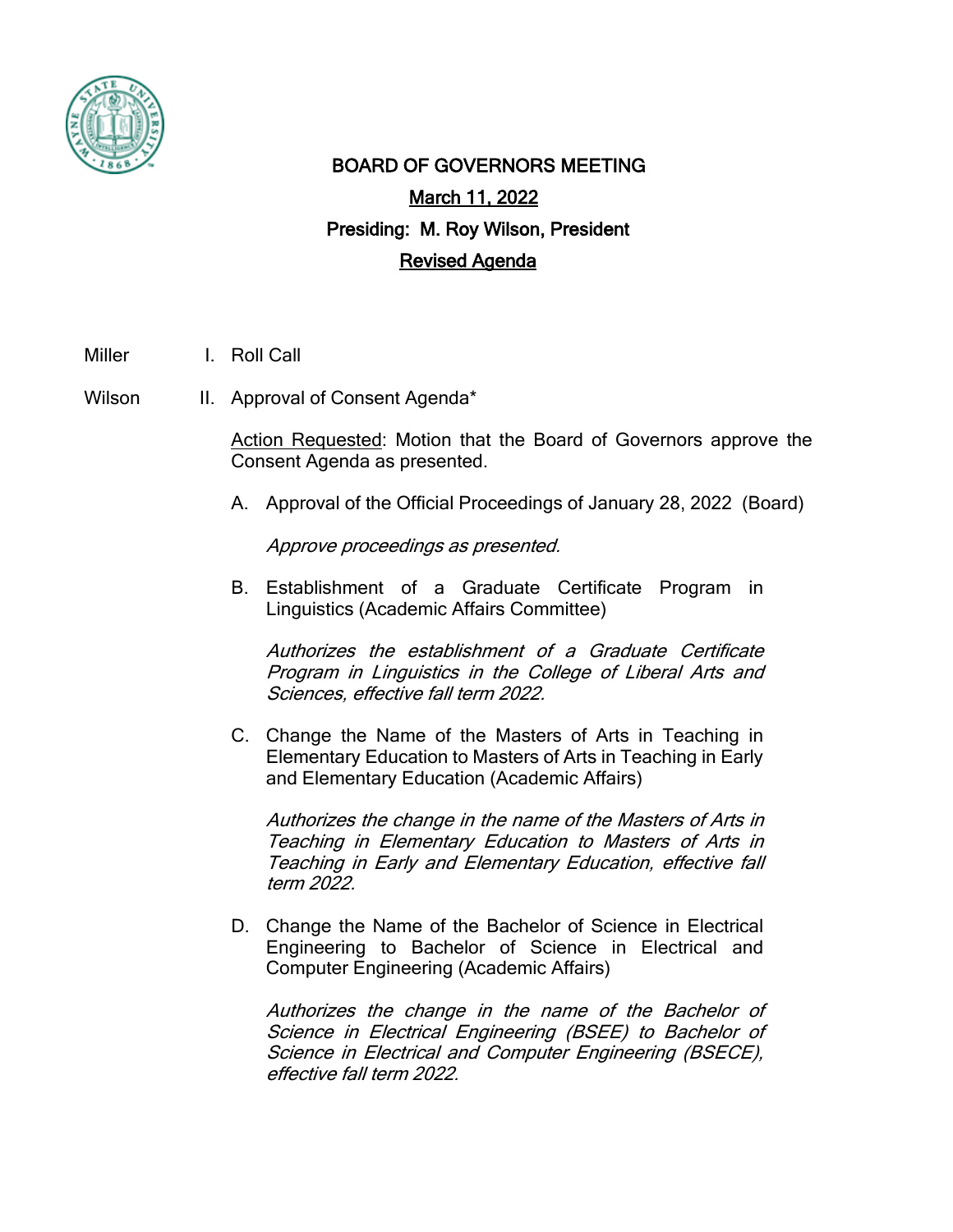# BOARD OF GOVERNORS MEETING

**March 11, 2022**

**Presiding: M. Roy Wilson, President**

**Revised Agenda**

Miller I. Roll Call

Wilson II. Approval of Consent Agenda*

Action Requested: Motion that the Board of Governors approve the Consent Agenda as presented.

A. Approval of the Official Proceedings of January 28, 2022 (Board)

*Approve proceedings as presented.*

B. Establishment of a Graduate Certificate Program in Linguistics (Academic Affairs Committee)

*Authorizes the establishment of a Graduate Certificate Program in Linguistics in the College of Liberal Arts and Sciences, effective fall term 2022.*

C. Change the Name of the Masters of Arts in Teaching in Elementary Education to Masters of Arts in Teaching in Early and Elementary Education (Academic Affairs)

*Authorizes the change in the name of the Masters of Arts in Teaching in Elementary Education to Masters of Arts in Teaching in Early and Elementary Education, effective fall term 2022.*

D. Change the Name of the Bachelor of Science in Electrical Engineering to Bachelor of Science in Electrical and Computer Engineering (Academic Affairs)

*Authorizes the change in the name of the Bachelor of Science in Electrical Engineering (BSEE) to Bachelor of Science in Electrical and Computer Engineering (BSECE), effective fall term 2022.*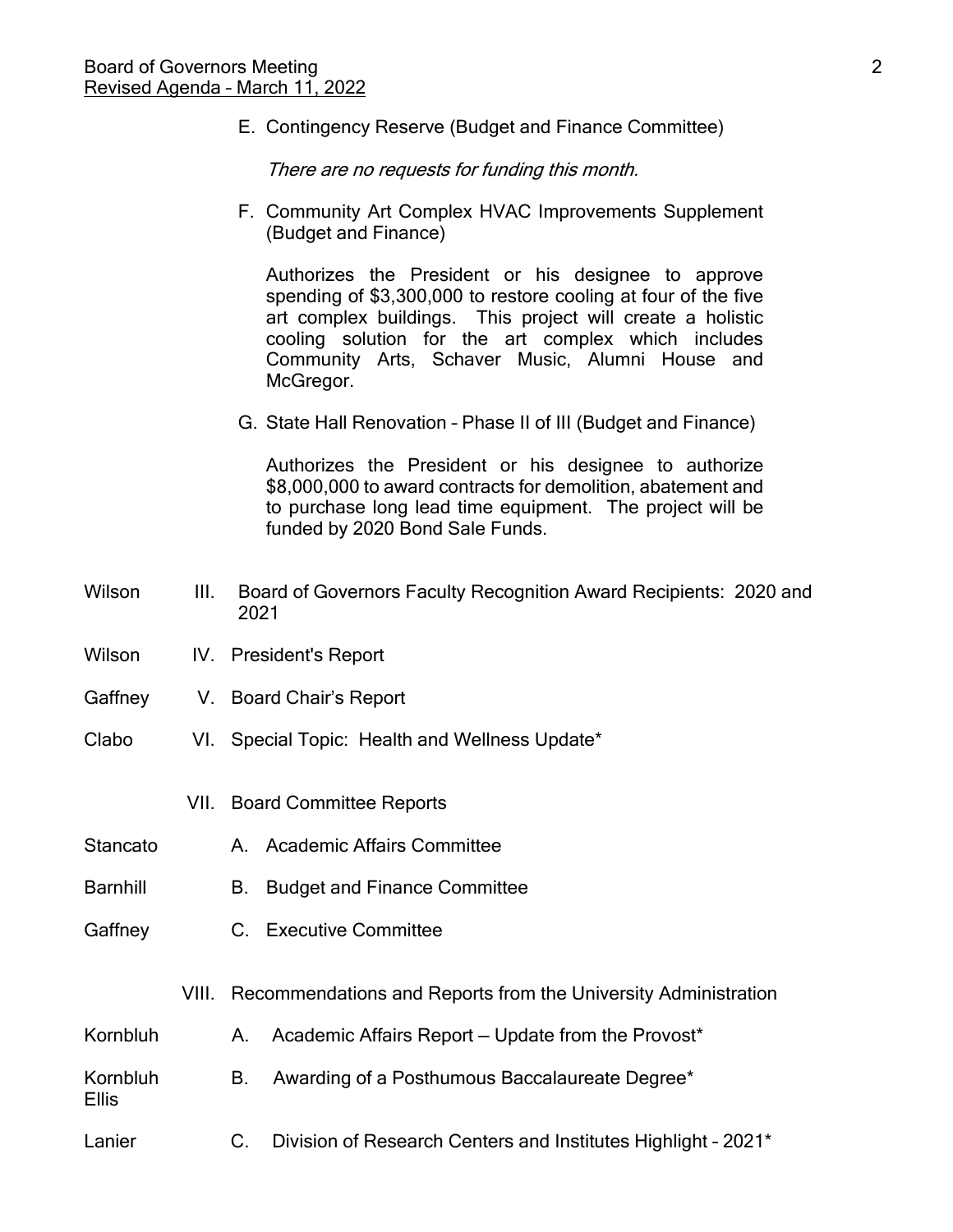E. Contingency Reserve (Budget and Finance Committee)

*There are no requests for funding this month.*

F. Community Art Complex HVAC Improvements Supplement (Budget and Finance)

Authorizes the President or his designee to approve spending of $3,300,000 to restore cooling at four of the five art complex buildings. This project will create a holistic cooling solution for the art complex which includes Community Arts, Schaver Music, Alumni House and McGregor.

G. State Hall Renovation – Phase II of III (Budget and Finance)

Authorizes the President or his designee to authorize $8,000,000 to award contracts for demolition, abatement and to purchase long lead time equipment. The project will be funded by 2020 Bond Sale Funds.

| | | |
|---|---|---|
| Wilson | III. | Board of Governors Faculty Recognition Award Recipients: 2020 and 2021 |
| Wilson | IV. | President's Report |
| Gaffney | V. | Board Chair's Report |
| Clabo | VI. | Special Topic: Health and Wellness Update* |
| | VII. | Board Committee Reports |
| Stancato | | A. Academic Affairs Committee |
| Barnhill | | B. Budget and Finance Committee |
| Gaffney | | C. Executive Committee |
| | VIII. | Recommendations and Reports from the University Administration |
| Kornbluh | | A. Academic Affairs Report — Update from the Provost* |
| Kornbluh<br>Ellis | | B. Awarding of a Posthumous Baccalaureate Degree* |
| Lanier | | C. Division of Research Centers and Institutes Highlight – 2021* |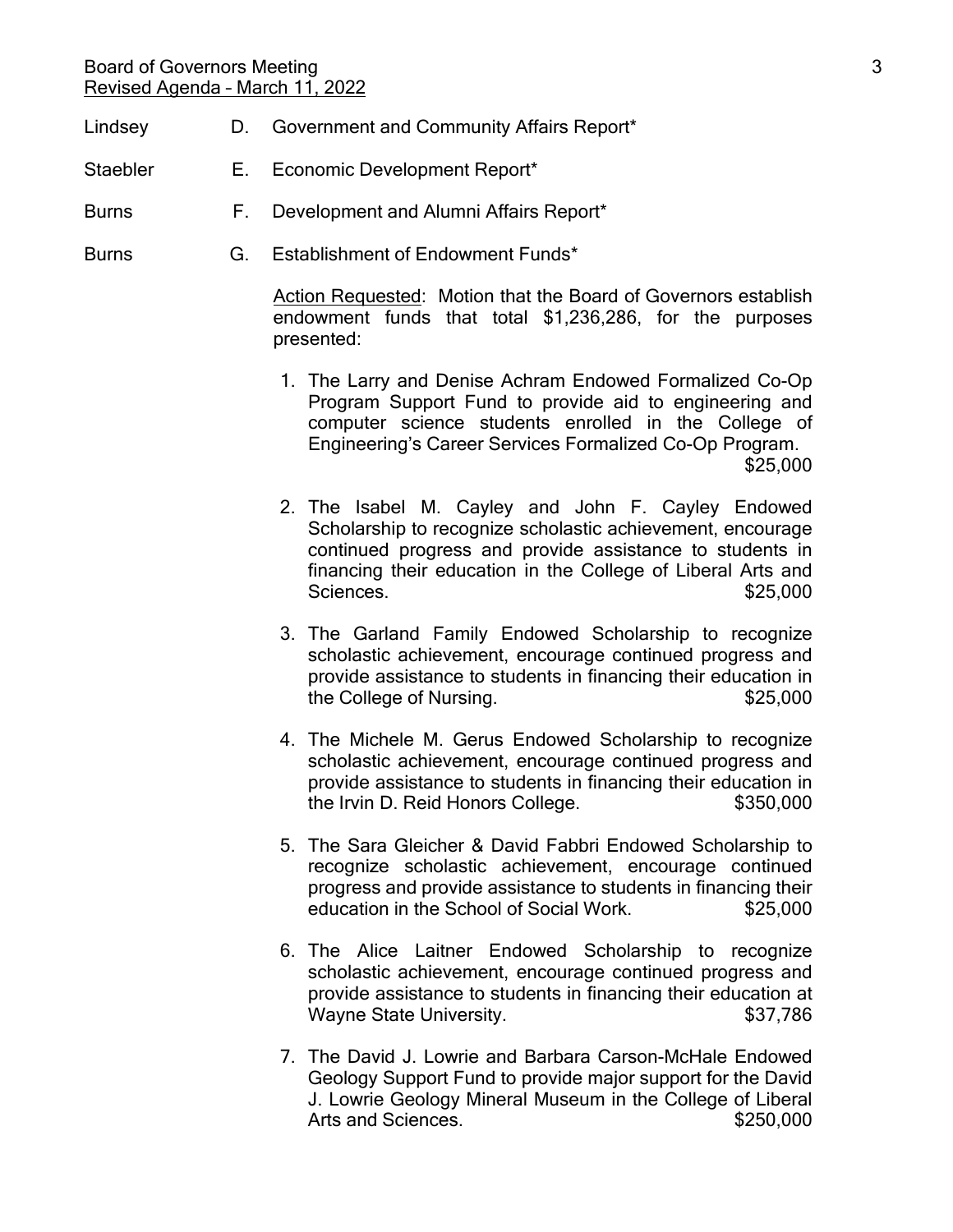Lindsey D. Government and Community Affairs Report*

Staebler E. Economic Development Report*

Burns F. Development and Alumni Affairs Report*

Burns G. Establishment of Endowment Funds*

Action Requested: Motion that the Board of Governors establish endowment funds that total $1,236,286, for the purposes presented:

1. The Larry and Denise Achram Endowed Formalized Co-Op Program Support Fund to provide aid to engineering and computer science students enrolled in the College of Engineering's Career Services Formalized Co-Op Program. $25,000

2. The Isabel M. Cayley and John F. Cayley Endowed Scholarship to recognize scholastic achievement, encourage continued progress and provide assistance to students in financing their education in the College of Liberal Arts and Sciences. $25,000

3. The Garland Family Endowed Scholarship to recognize scholastic achievement, encourage continued progress and provide assistance to students in financing their education in the College of Nursing. $25,000

4. The Michele M. Gerus Endowed Scholarship to recognize scholastic achievement, encourage continued progress and provide assistance to students in financing their education in the Irvin D. Reid Honors College. $350,000

5. The Sara Gleicher & David Fabbri Endowed Scholarship to recognize scholastic achievement, encourage continued progress and provide assistance to students in financing their education in the School of Social Work. $25,000

6. The Alice Laitner Endowed Scholarship to recognize scholastic achievement, encourage continued progress and provide assistance to students in financing their education at Wayne State University. $37,786

7. The David J. Lowrie and Barbara Carson-McHale Endowed Geology Support Fund to provide major support for the David J. Lowrie Geology Mineral Museum in the College of Liberal Arts and Sciences. $250,000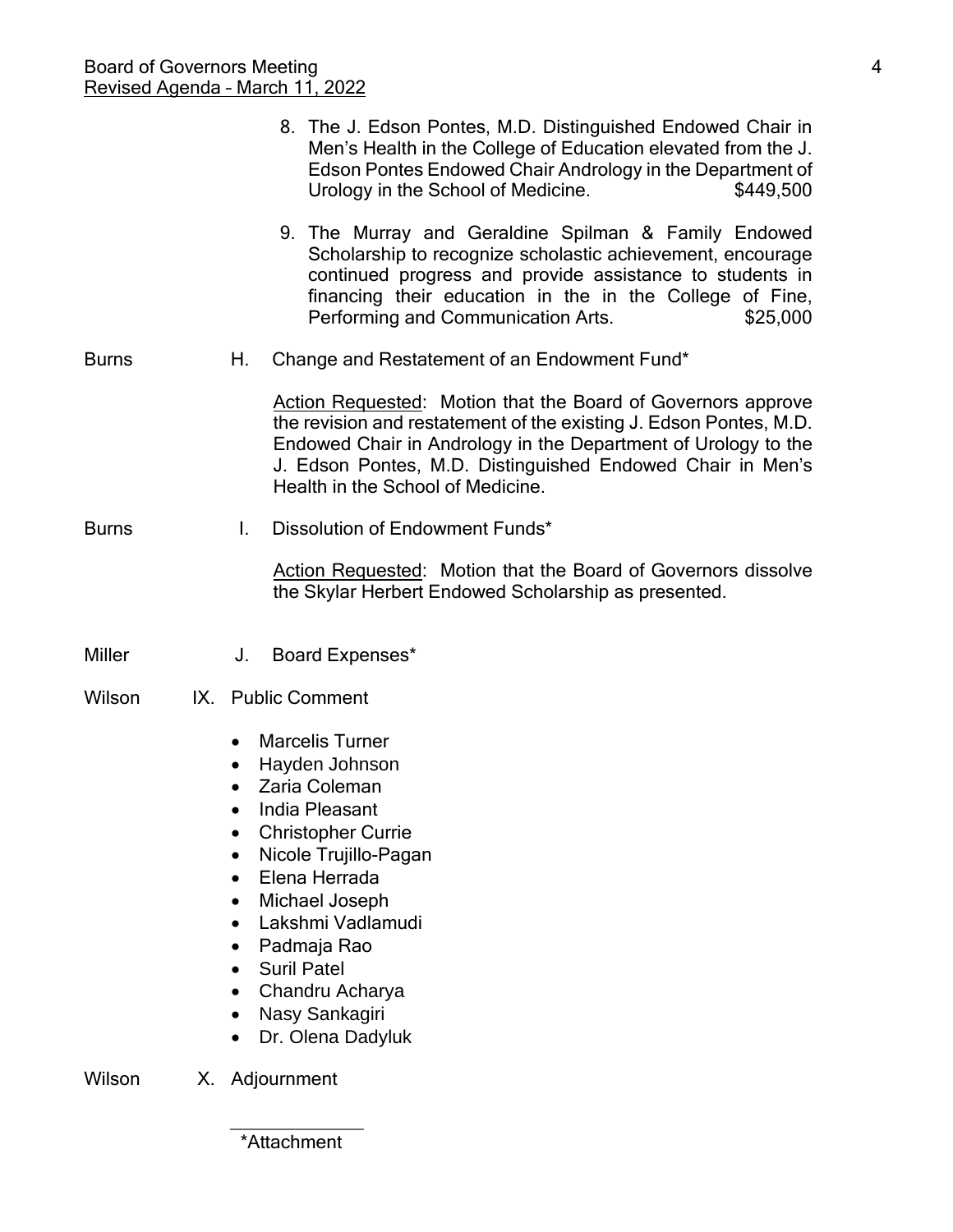8. The J. Edson Pontes, M.D. Distinguished Endowed Chair in Men's Health in the College of Education elevated from the J. Edson Pontes Endowed Chair Andrology in the Department of Urology in the School of Medicine. $449,500

9. The Murray and Geraldine Spilman & Family Endowed Scholarship to recognize scholastic achievement, encourage continued progress and provide assistance to students in financing their education in the in the College of Fine, Performing and Communication Arts. $25,000

Burns — H. Change and Restatement of an Endowment Fund*

Action Requested: Motion that the Board of Governors approve the revision and restatement of the existing J. Edson Pontes, M.D. Endowed Chair in Andrology in the Department of Urology to the J. Edson Pontes, M.D. Distinguished Endowed Chair in Men's Health in the School of Medicine.

Burns — I. Dissolution of Endowment Funds*

Action Requested: Motion that the Board of Governors dissolve the Skylar Herbert Endowed Scholarship as presented.

Miller — J. Board Expenses*

Wilson — IX. Public Comment

- Marcelis Turner
- Hayden Johnson
- Zaria Coleman
- India Pleasant
- Christopher Currie
- Nicole Trujillo-Pagan
- Elena Herrada
- Michael Joseph
- Lakshmi Vadlamudi
- Padmaja Rao
- Suril Patel
- Chandru Acharya
- Nasy Sankagiri
- Dr. Olena Dadyluk

Wilson — X. Adjournment

*Attachment